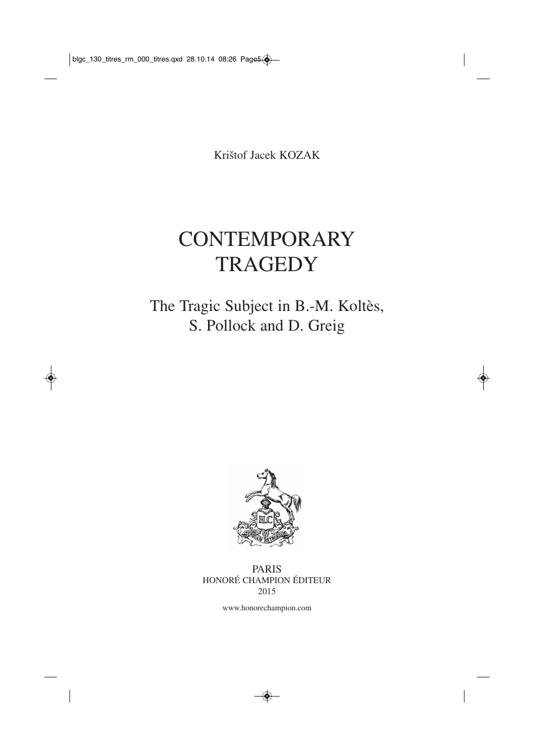Krištof Jacek KOZAK

# CONTEMPORARY TRAGEDY

## The Tragic Subject in B.-M. Koltès, S. Pollock and D. Greig

PARIS
HONORÉ CHAMPION ÉDITEUR
2015

www.honorechampion.com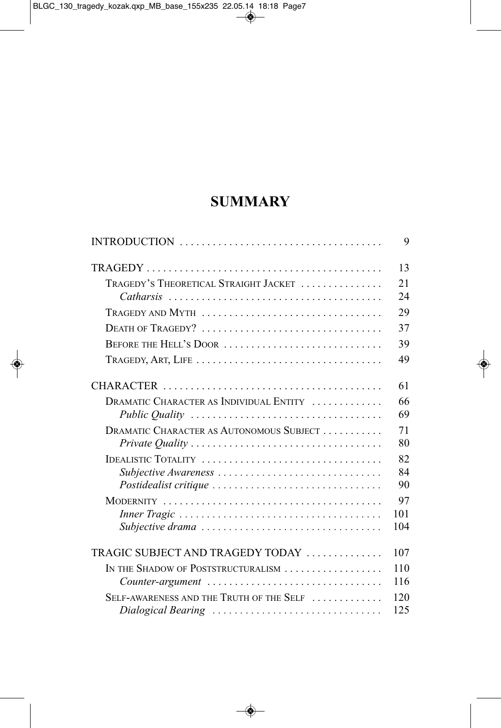# SUMMARY

| | |
|---|---|
| INTRODUCTION | 9 |
| TRAGEDY | 13 |
| Tragedy's Theoretical Straight Jacket | 21 |
| *Catharsis* | 24 |
| Tragedy and Myth | 29 |
| Death of Tragedy? | 37 |
| Before the Hell's Door | 39 |
| Tragedy, Art, Life | 49 |
| CHARACTER | 61 |
| Dramatic Character as Individual Entity | 66 |
| *Public Quality* | 69 |
| Dramatic Character as Autonomous Subject | 71 |
| *Private Quality* | 80 |
| Idealistic Totality | 82 |
| *Subjective Awareness* | 84 |
| *Postidealist critique* | 90 |
| Modernity | 97 |
| *Inner Tragic* | 101 |
| *Subjective drama* | 104 |
| TRAGIC SUBJECT AND TRAGEDY TODAY | 107 |
| In the Shadow of Poststructuralism | 110 |
| *Counter-argument* | 116 |
| Self-awareness and the Truth of the Self | 120 |
| *Dialogical Bearing* | 125 |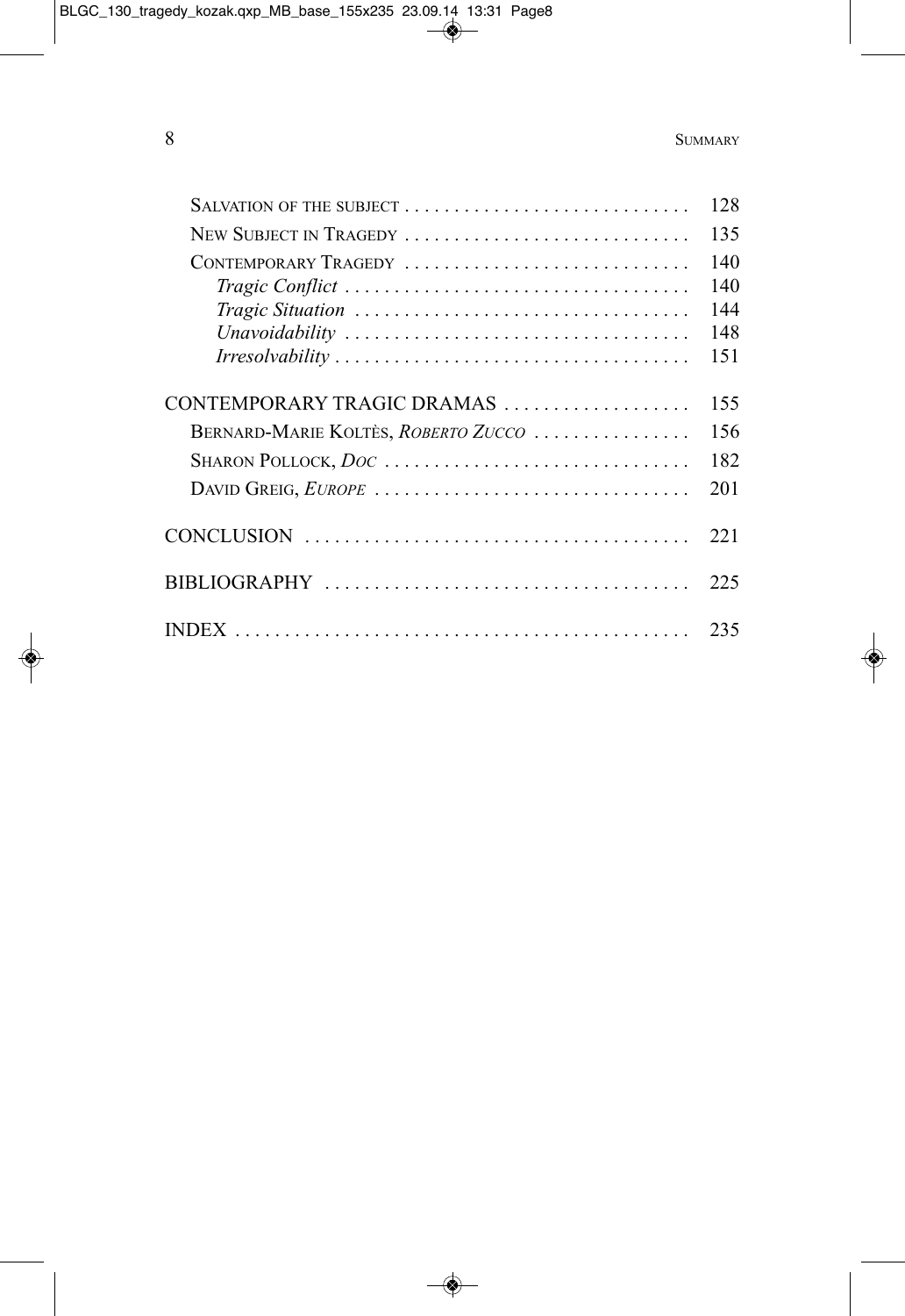Salvation of the subject . . . . . . . . . . . . . . . . . . . . . . . . . . . . . 128

New Subject in Tragedy . . . . . . . . . . . . . . . . . . . . . . . . . . . . . 135

Contemporary Tragedy . . . . . . . . . . . . . . . . . . . . . . . . . . . . . 140

*Tragic Conflict* . . . . . . . . . . . . . . . . . . . . . . . . . . . . . . . . . . . 140

*Tragic Situation* . . . . . . . . . . . . . . . . . . . . . . . . . . . . . . . . . . 144

*Unavoidability* . . . . . . . . . . . . . . . . . . . . . . . . . . . . . . . . . . . 148

*Irresolvability* . . . . . . . . . . . . . . . . . . . . . . . . . . . . . . . . . . . . 151

CONTEMPORARY TRAGIC DRAMAS . . . . . . . . . . . . . . . . . . . 155

Bernard-Marie Koltès, *Roberto Zucco* . . . . . . . . . . . . . . . . 156

Sharon Pollock, *Doc* . . . . . . . . . . . . . . . . . . . . . . . . . . . . . . . 182

David Greig, *Europe* . . . . . . . . . . . . . . . . . . . . . . . . . . . . . . . 201

CONCLUSION . . . . . . . . . . . . . . . . . . . . . . . . . . . . . . . . . . . . . . . 221

BIBLIOGRAPHY . . . . . . . . . . . . . . . . . . . . . . . . . . . . . . . . . . . . 225

INDEX . . . . . . . . . . . . . . . . . . . . . . . . . . . . . . . . . . . . . . . . . . . . . 235